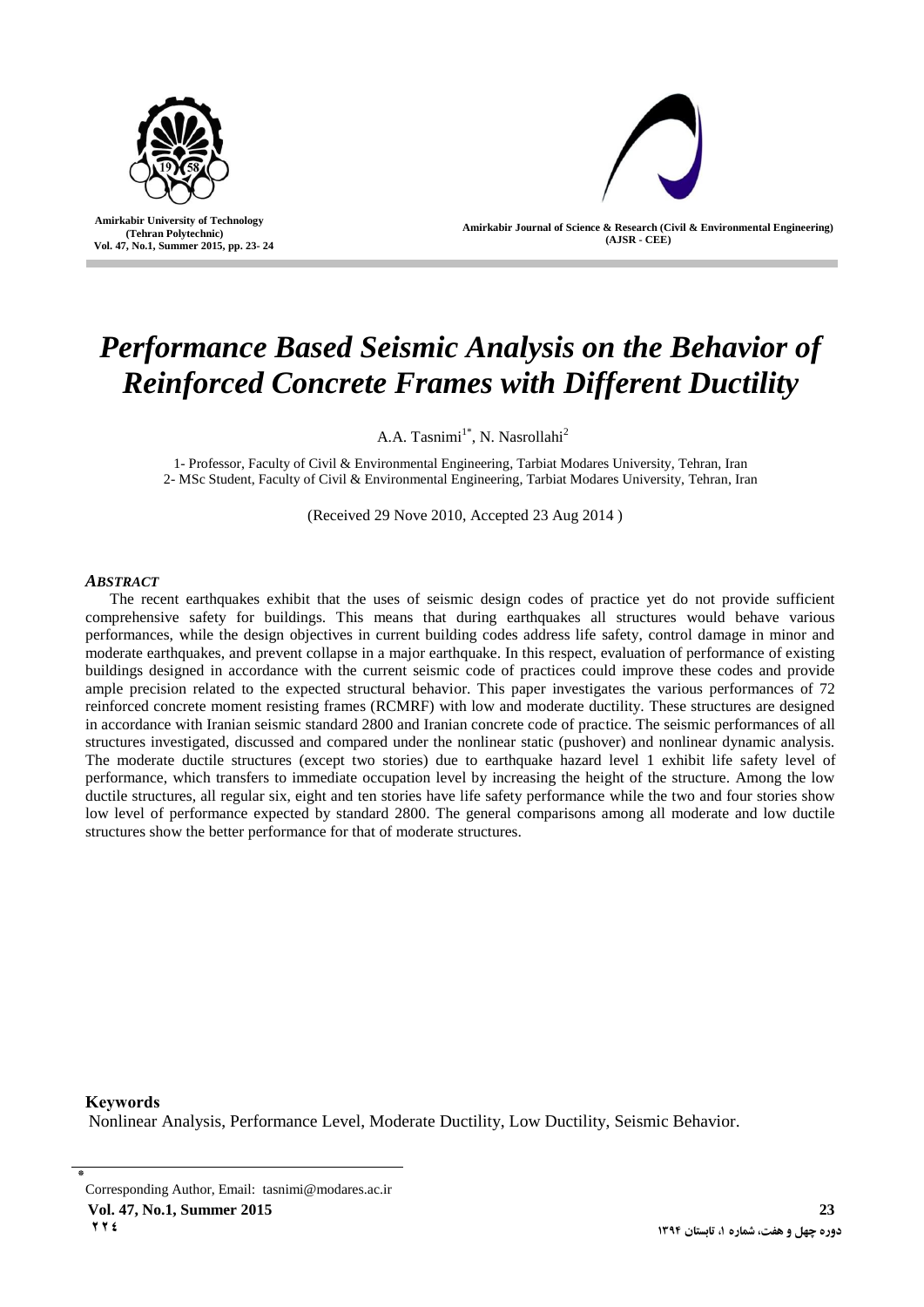# *Performance Based Seismic Analysis on the Behavior of Reinforced Concrete Frames with Different Ductility*

A.A. Tasnimi[1*], N. Nasrollahi[2]

1- Professor, Faculty of Civil & Environmental Engineering, Tarbiat Modares University, Tehran, Iran
2- MSc Student, Faculty of Civil & Environmental Engineering, Tarbiat Modares University, Tehran, Iran

(Received 29 Nove 2010, Accepted 23 Aug 2014 )

### *ABSTRACT*

The recent earthquakes exhibit that the uses of seismic design codes of practice yet do not provide sufficient comprehensive safety for buildings. This means that during earthquakes all structures would behave various performances, while the design objectives in current building codes address life safety, control damage in minor and moderate earthquakes, and prevent collapse in a major earthquake. In this respect, evaluation of performance of existing buildings designed in accordance with the current seismic code of practices could improve these codes and provide ample precision related to the expected structural behavior. This paper investigates the various performances of 72 reinforced concrete moment resisting frames (RCMRF) with low and moderate ductility. These structures are designed in accordance with Iranian seismic standard 2800 and Iranian concrete code of practice. The seismic performances of all structures investigated, discussed and compared under the nonlinear static (pushover) and nonlinear dynamic analysis. The moderate ductile structures (except two stories) due to earthquake hazard level 1 exhibit life safety level of performance, which transfers to immediate occupation level by increasing the height of the structure. Among the low ductile structures, all regular six, eight and ten stories have life safety performance while the two and four stories show low level of performance expected by standard 2800. The general comparisons among all moderate and low ductile structures show the better performance for that of moderate structures.

**Keywords**

Nonlinear Analysis, Performance Level, Moderate Ductility, Low Ductility, Seismic Behavior.

---

* Corresponding Author, Email: tasnimi@modares.ac.ir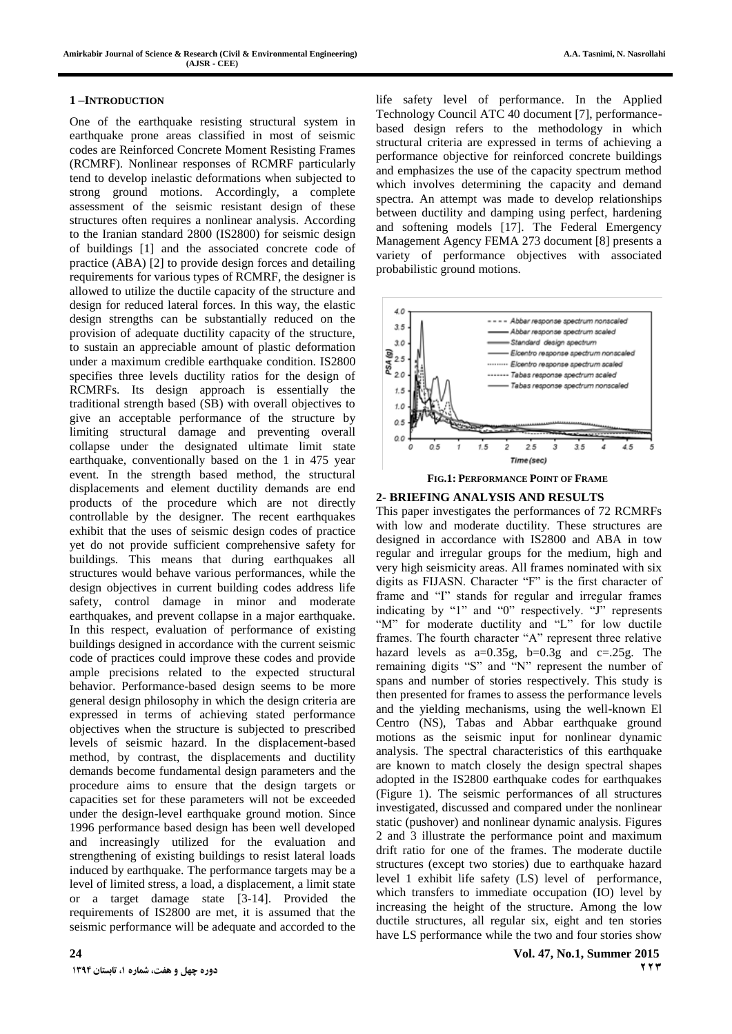## 1 – Introduction

One of the earthquake resisting structural system in earthquake prone areas classified in most of seismic codes are Reinforced Concrete Moment Resisting Frames (RCMRF). Nonlinear responses of RCMRF particularly tend to develop inelastic deformations when subjected to strong ground motions. Accordingly, a complete assessment of the seismic resistant design of these structures often requires a nonlinear analysis. According to the Iranian standard 2800 (IS2800) for seismic design of buildings [1] and the associated concrete code of practice (ABA) [2] to provide design forces and detailing requirements for various types of RCMRF, the designer is allowed to utilize the ductile capacity of the structure and design for reduced lateral forces. In this way, the elastic design strengths can be substantially reduced on the provision of adequate ductility capacity of the structure, to sustain an appreciable amount of plastic deformation under a maximum credible earthquake condition. IS2800 specifies three levels ductility ratios for the design of RCMRFs. Its design approach is essentially the traditional strength based (SB) with overall objectives to give an acceptable performance of the structure by limiting structural damage and preventing overall collapse under the designated ultimate limit state earthquake, conventionally based on the 1 in 475 year event. In the strength based method, the structural displacements and element ductility demands are end products of the procedure which are not directly controllable by the designer. The recent earthquakes exhibit that the uses of seismic design codes of practice yet do not provide sufficient comprehensive safety for buildings. This means that during earthquakes all structures would behave various performances, while the design objectives in current building codes address life safety, control damage in minor and moderate earthquakes, and prevent collapse in a major earthquake. In this respect, evaluation of performance of existing buildings designed in accordance with the current seismic code of practices could improve these codes and provide ample precisions related to the expected structural behavior. Performance-based design seems to be more general design philosophy in which the design criteria are expressed in terms of achieving stated performance objectives when the structure is subjected to prescribed levels of seismic hazard. In the displacement-based method, by contrast, the displacements and ductility demands become fundamental design parameters and the procedure aims to ensure that the design targets or capacities set for these parameters will not be exceeded under the design-level earthquake ground motion. Since 1996 performance based design has been well developed and increasingly utilized for the evaluation and strengthening of existing buildings to resist lateral loads induced by earthquake. The performance targets may be a level of limited stress, a load, a displacement, a limit state or a target damage state [3-14]. Provided the requirements of IS2800 are met, it is assumed that the seismic performance will be adequate and accorded to the life safety level of performance. In the Applied Technology Council ATC 40 document [7], performance-based design refers to the methodology in which structural criteria are expressed in terms of achieving a performance objective for reinforced concrete buildings and emphasizes the use of the capacity spectrum method which involves determining the capacity and demand spectra. An attempt was made to develop relationships between ductility and damping using perfect, hardening and softening models [17]. The Federal Emergency Management Agency FEMA 273 document [8] presents a variety of performance objectives with associated probabilistic ground motions.

Fig.1: Performance Point of Frame

## 2- Briefing Analysis and Results

This paper investigates the performances of 72 RCMRFs with low and moderate ductility. These structures are designed in accordance with IS2800 and ABA in tow regular and irregular groups for the medium, high and very high seismicity areas. All frames nominated with six digits as FIJASN. Character "F" is the first character of frame and "I" stands for regular and irregular frames indicating by "1" and "0" respectively. "J" represents "M" for moderate ductility and "L" for low ductile frames. The fourth character "A" represent three relative hazard levels as a=0.35g, b=0.3g and c=.25g. The remaining digits "S" and "N" represent the number of spans and number of stories respectively. This study is then presented for frames to assess the performance levels and the yielding mechanisms, using the well-known El Centro (NS), Tabas and Abbar earthquake ground motions as the seismic input for nonlinear dynamic analysis. The spectral characteristics of this earthquake are known to match closely the design spectral shapes adopted in the IS2800 earthquake codes for earthquakes (Figure 1). The seismic performances of all structures investigated, discussed and compared under the nonlinear static (pushover) and nonlinear dynamic analysis. Figures 2 and 3 illustrate the performance point and maximum drift ratio for one of the frames. The moderate ductile structures (except two stories) due to earthquake hazard level 1 exhibit life safety (LS) level of performance, which transfers to immediate occupation (IO) level by increasing the height of the structure. Among the low ductile structures, all regular six, eight and ten stories have LS performance while the two and four stories show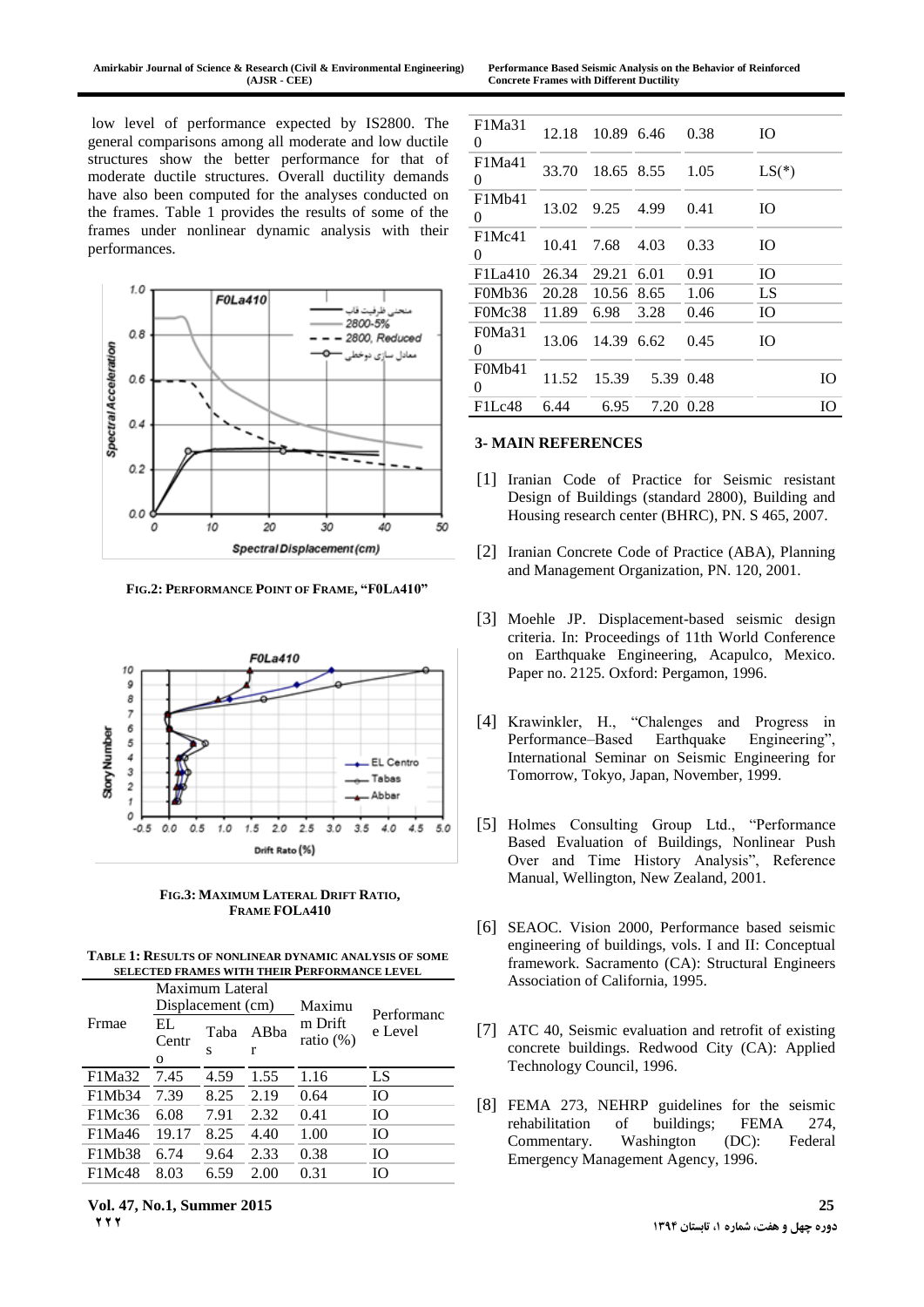low level of performance expected by IS2800. The general comparisons among all moderate and low ductile structures show the better performance for that of moderate ductile structures. Overall ductility demands have also been computed for the analyses conducted on the frames. Table 1 provides the results of some of the frames under nonlinear dynamic analysis with their performances.

**FIG.2: PERFORMANCE POINT OF FRAME, "F0LA410"**

**FIG.3: MAXIMUM LATERAL DRIFT RATIO, FRAME FOLA410**

**TABLE 1: RESULTS OF NONLINEAR DYNAMIC ANALYSIS OF SOME SELECTED FRAMES WITH THEIR PERFORMANCE LEVEL**

| Frmae | Maximum Lateral Displacement (cm) | | | Maximum Drift ratio (%) | Performance Level |
|---|---|---|---|---|---|
| | EL Centro | Tabas | ABbar | | |
| F1Ma32 | 7.45 | 4.59 | 1.55 | 1.16 | LS |
| F1Mb34 | 7.39 | 8.25 | 2.19 | 0.64 | IO |
| F1Mc36 | 6.08 | 7.91 | 2.32 | 0.41 | IO |
| F1Ma46 | 19.17 | 8.25 | 4.40 | 1.00 | IO |
| F1Mb38 | 6.74 | 9.64 | 2.33 | 0.38 | IO |
| F1Mc48 | 8.03 | 6.59 | 2.00 | 0.31 | IO |
| F1Ma310 | 12.18 | 10.89 | 6.46 | 0.38 | IO |
| F1Ma410 | 33.70 | 18.65 | 8.55 | 1.05 | LS(*) |
| F1Mb410 | 13.02 | 9.25 | 4.99 | 0.41 | IO |
| F1Mc410 | 10.41 | 7.68 | 4.03 | 0.33 | IO |
| F1La410 | 26.34 | 29.21 | 6.01 | 0.91 | IO |
| F0Mb36 | 20.28 | 10.56 | 8.65 | 1.06 | LS |
| F0Mc38 | 11.89 | 6.98 | 3.28 | 0.46 | IO |
| F0Ma310 | 13.06 | 14.39 | 6.62 | 0.45 | IO |
| F0Mb410 | 11.52 | 15.39 | 5.39 | 0.48 | IO |
| F1Lc48 | 6.44 | 6.95 | 7.20 | 0.28 | IO |

## 3- MAIN REFERENCES

[1] Iranian Code of Practice for Seismic resistant Design of Buildings (standard 2800), Building and Housing research center (BHRC), PN. S 465, 2007.

[2] Iranian Concrete Code of Practice (ABA), Planning and Management Organization, PN. 120, 2001.

[3] Moehle JP. Displacement-based seismic design criteria. In: Proceedings of 11th World Conference on Earthquake Engineering, Acapulco, Mexico. Paper no. 2125. Oxford: Pergamon, 1996.

[4] Krawinkler, H., "Chalenges and Progress in Performance–Based Earthquake Engineering", International Seminar on Seismic Engineering for Tomorrow, Tokyo, Japan, November, 1999.

[5] Holmes Consulting Group Ltd., "Performance Based Evaluation of Buildings, Nonlinear Push Over and Time History Analysis", Reference Manual, Wellington, New Zealand, 2001.

[6] SEAOC. Vision 2000, Performance based seismic engineering of buildings, vols. I and II: Conceptual framework. Sacramento (CA): Structural Engineers Association of California, 1995.

[7] ATC 40, Seismic evaluation and retrofit of existing concrete buildings. Redwood City (CA): Applied Technology Council, 1996.

[8] FEMA 273, NEHRP guidelines for the seismic rehabilitation of buildings; FEMA 274, Commentary. Washington (DC): Federal Emergency Management Agency, 1996.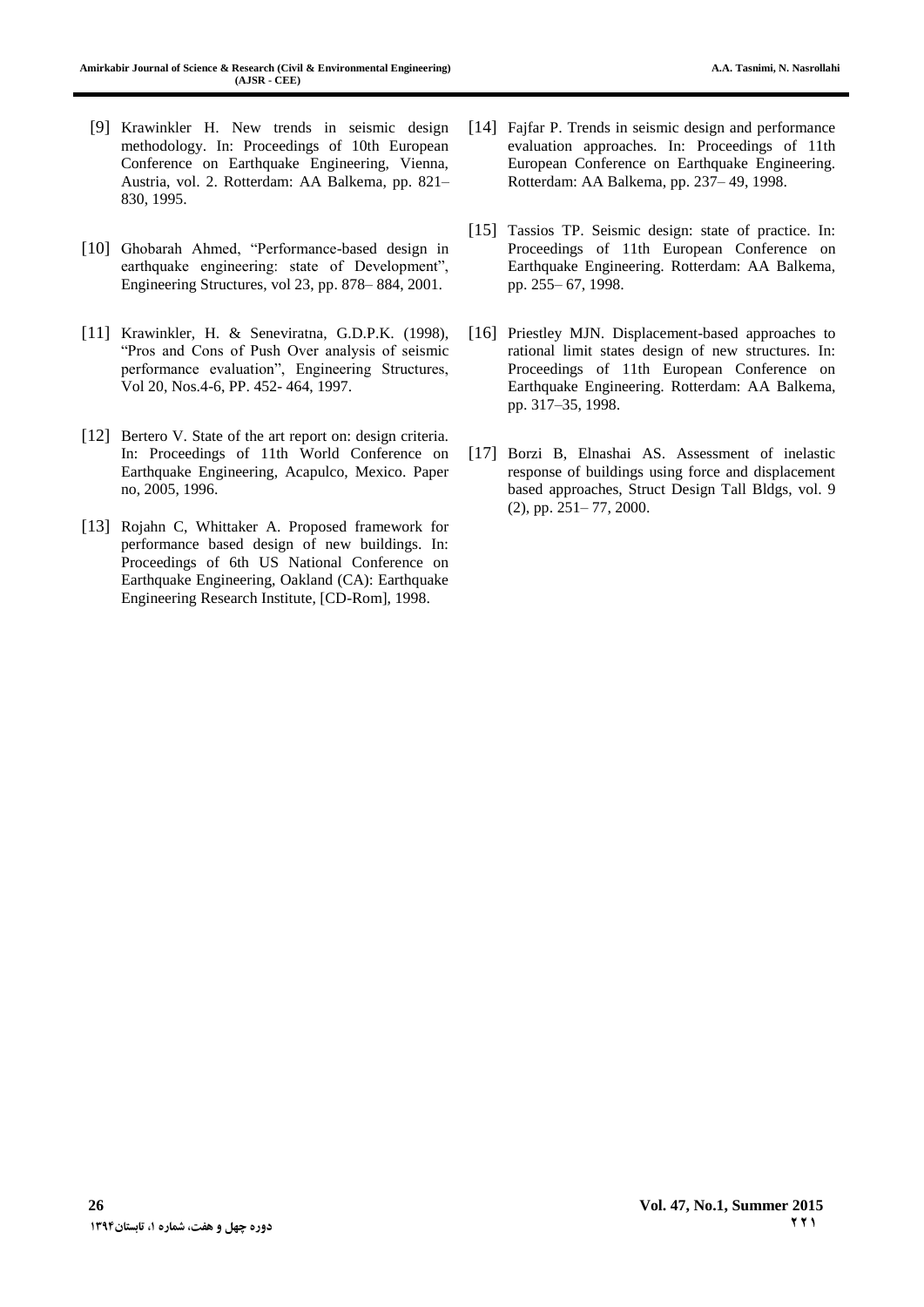[9] Krawinkler H. New trends in seismic design methodology. In: Proceedings of 10th European Conference on Earthquake Engineering, Vienna, Austria, vol. 2. Rotterdam: AA Balkema, pp. 821–830, 1995.

[10] Ghobarah Ahmed, "Performance-based design in earthquake engineering: state of Development", Engineering Structures, vol 23, pp. 878– 884, 2001.

[11] Krawinkler, H. & Seneviratna, G.D.P.K. (1998), "Pros and Cons of Push Over analysis of seismic performance evaluation", Engineering Structures, Vol 20, Nos.4-6, PP. 452- 464, 1997.

[12] Bertero V. State of the art report on: design criteria. In: Proceedings of 11th World Conference on Earthquake Engineering, Acapulco, Mexico. Paper no, 2005, 1996.

[13] Rojahn C, Whittaker A. Proposed framework for performance based design of new buildings. In: Proceedings of 6th US National Conference on Earthquake Engineering, Oakland (CA): Earthquake Engineering Research Institute, [CD-Rom], 1998.

[14] Fajfar P. Trends in seismic design and performance evaluation approaches. In: Proceedings of 11th European Conference on Earthquake Engineering. Rotterdam: AA Balkema, pp. 237– 49, 1998.

[15] Tassios TP. Seismic design: state of practice. In: Proceedings of 11th European Conference on Earthquake Engineering. Rotterdam: AA Balkema, pp. 255– 67, 1998.

[16] Priestley MJN. Displacement-based approaches to rational limit states design of new structures. In: Proceedings of 11th European Conference on Earthquake Engineering. Rotterdam: AA Balkema, pp. 317–35, 1998.

[17] Borzi B, Elnashai AS. Assessment of inelastic response of buildings using force and displacement based approaches, Struct Design Tall Bldgs, vol. 9 (2), pp. 251– 77, 2000.